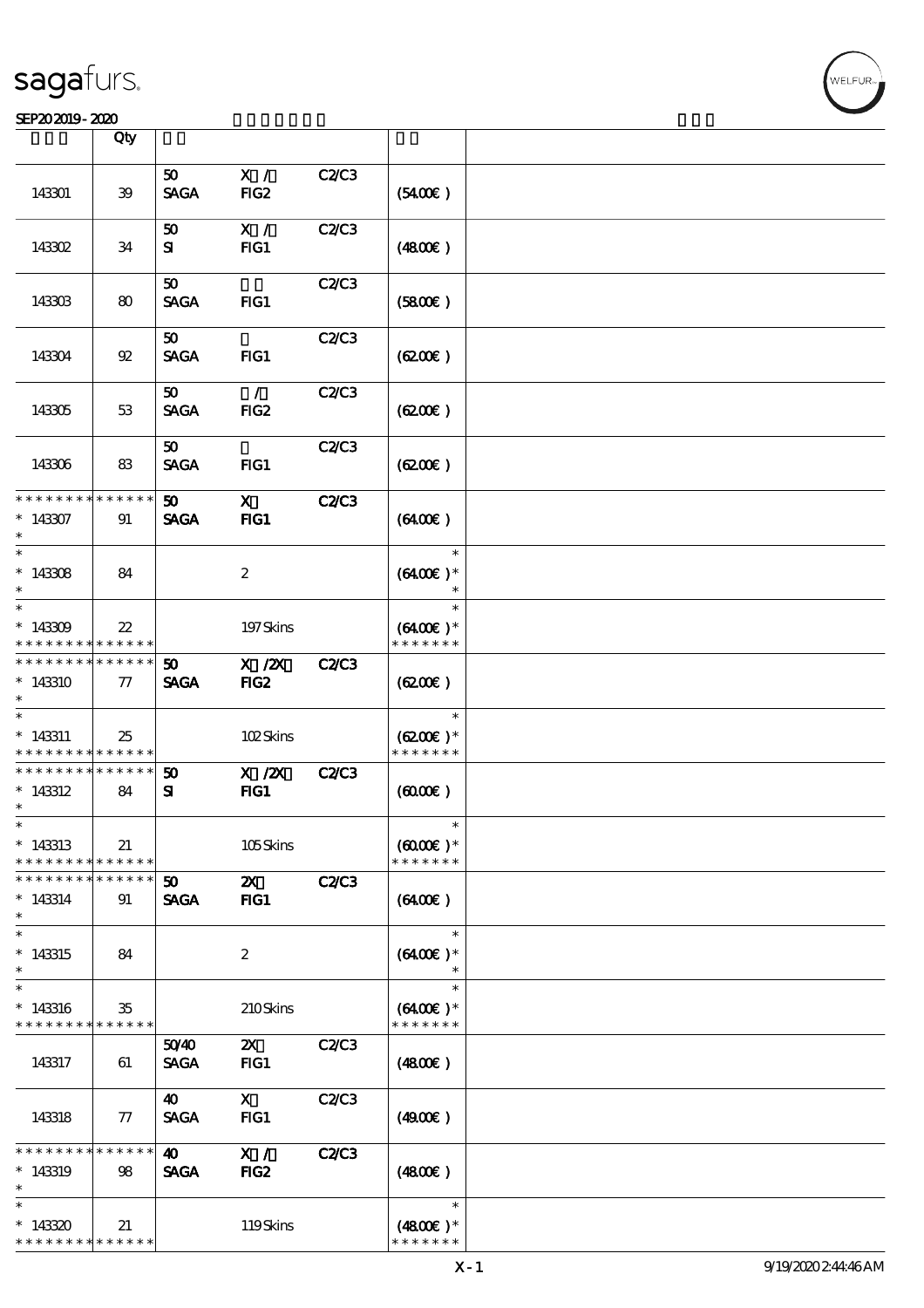| | Qty | | | | | |
|---|---|---|---|---|---|---|
| 143301 | 39 | 50 SAGA | X / FIG2 | C2/C3 | (54.00€) | |
| 143302 | 34 | 50 SI | X / FIG1 | C2/C3 | (48.00€) | |
| 143303 | 80 | 50 SAGA | FIG1 | C2/C3 | (58.00€) | |
| 143304 | 92 | 50 SAGA | FIG1 | C2/C3 | (62.00€) | |
| 143305 | 53 | 50 SAGA | / FIG2 | C2/C3 | (62.00€) | |
| 143306 | 83 | 50 SAGA | FIG1 | C2/C3 | (62.00€) | |
| * * * * * * * * * * * * * * <br> * 143307 <br> * | 91 | 50 SAGA | X FIG1 | C2/C3 | (64.00€) | |
| * <br> * 143308 <br> * | 84 | | 2 | | * <br> (64.00€) * <br> * | |
| * <br> * 143309 <br> * * * * * * * * * * * * * * | 22 | | 197 Skins | | * <br> (64.00€) * <br> * * * * * * * | |
| * * * * * * * * * * * * * * <br> * 143310 <br> * | 77 | 50 SAGA | X /2X FIG2 | C2/C3 | (62.00€) | |
| * <br> * 143311 <br> * * * * * * * * * * * * * * | 25 | | 102 Skins | | * <br> (62.00€) * <br> * * * * * * * | |
| * * * * * * * * * * * * * * <br> * 143312 <br> * | 84 | 50 SI | X /2X FIG1 | C2/C3 | (60.00€) | |
| * <br> * 143313 <br> * * * * * * * * * * * * * * | 21 | | 105 Skins | | * <br> (60.00€) * <br> * * * * * * * | |
| * * * * * * * * * * * * * * <br> * 143314 <br> * | 91 | 50 SAGA | 2X FIG1 | C2/C3 | (64.00€) | |
| * <br> * 143315 <br> * | 84 | | 2 | | * <br> (64.00€) * <br> * | |
| * <br> * 143316 <br> * * * * * * * * * * * * * * | 35 | | 210 Skins | | * <br> (64.00€) * <br> * * * * * * * | |
| 143317 | 61 | 50/40 SAGA | 2X FIG1 | C2/C3 | (48.00€) | |
| 143318 | 77 | 40 SAGA | X FIG1 | C2/C3 | (49.00€) | |
| * * * * * * * * * * * * * * <br> * 143319 <br> * | 98 | 40 SAGA | X / FIG2 | C2/C3 | (48.00€) | |
| * <br> * 143320 <br> * * * * * * * * * * * * * * | 21 | | 119 Skins | | * <br> (48.00€) * <br> * * * * * * * | |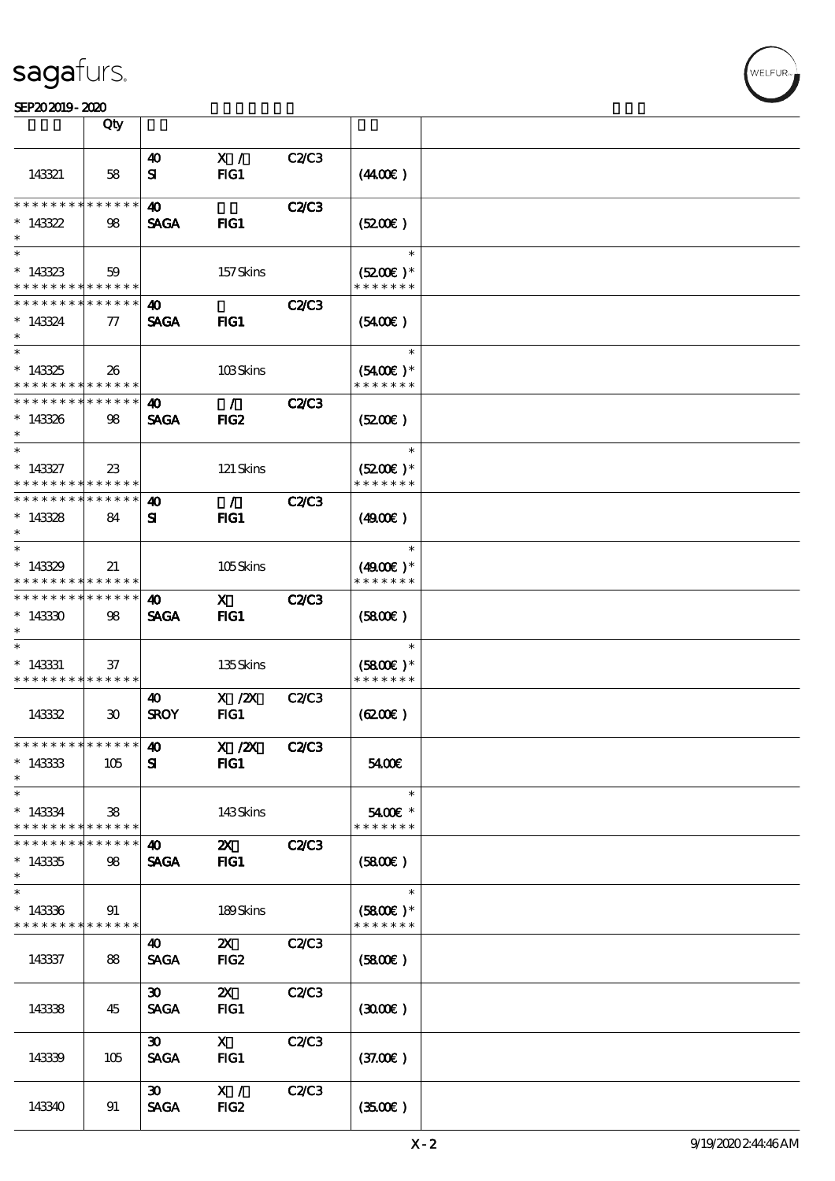| | Qty | | | | | |
|---|---|---|---|---|---|---|
| 143321 | 58 | 40<br>SI | X /<br>FIG1 | C2/C3 | (44.00€) | |
| * * * * * * * * * * * * * *<br>* 143322<br>* | 98 | 40<br>SAGA | <br>FIG1 | C2/C3 | (52.00€) | |
| *<br>* 143323<br>* * * * * * * * * * * * * * | 59 | | 157 Skins | | *<br>(52.00€) *<br>* * * * * * * | |
| * * * * * * * * * * * * * *<br>* 143324<br>* | 77 | 40<br>SAGA | <br>FIG1 | C2/C3 | (54.00€) | |
| *<br>* 143325<br>* * * * * * * * * * * * * * | 26 | | 103 Skins | | *<br>(54.00€) *<br>* * * * * * * | |
| * * * * * * * * * * * * * *<br>* 143326<br>* | 98 | 40<br>SAGA | /<br>FIG2 | C2/C3 | (52.00€) | |
| *<br>* 143327<br>* * * * * * * * * * * * * * | 23 | | 121 Skins | | *<br>(52.00€) *<br>* * * * * * * | |
| * * * * * * * * * * * * * *<br>* 143328<br>* | 84 | 40<br>SI | /<br>FIG1 | C2/C3 | (49.00€) | |
| *<br>* 143329<br>* * * * * * * * * * * * * * | 21 | | 105 Skins | | *<br>(49.00€) *<br>* * * * * * * | |
| * * * * * * * * * * * * * *<br>* 143330<br>* | 98 | 40<br>SAGA | X<br>FIG1 | C2/C3 | (58.00€) | |
| *<br>* 143331<br>* * * * * * * * * * * * * * | 37 | | 135 Skins | | *<br>(58.00€) *<br>* * * * * * * | |
| 143332 | 30 | 40<br>SROY | X /2X<br>FIG1 | C2/C3 | (62.00€) | |
| * * * * * * * * * * * * * *<br>* 143333<br>* | 105 | 40<br>SI | X /2X<br>FIG1 | C2/C3 | 54.00€ | |
| *<br>* 143334<br>* * * * * * * * * * * * * * | 38 | | 143 Skins | | *<br>54.00€ *<br>* * * * * * * | |
| * * * * * * * * * * * * * *<br>* 143335<br>* | 98 | 40<br>SAGA | 2X<br>FIG1 | C2/C3 | (58.00€) | |
| *<br>* 143336<br>* * * * * * * * * * * * * * | 91 | | 189 Skins | | *<br>(58.00€) *<br>* * * * * * * | |
| 143337 | 88 | 40<br>SAGA | 2X<br>FIG2 | C2/C3 | (58.00€) | |
| 143338 | 45 | 30<br>SAGA | 2X<br>FIG1 | C2/C3 | (30.00€) | |
| 143339 | 105 | 30<br>SAGA | X<br>FIG1 | C2/C3 | (37.00€) | |
| 143340 | 91 | 30<br>SAGA | X /<br>FIG2 | C2/C3 | (35.00€) | |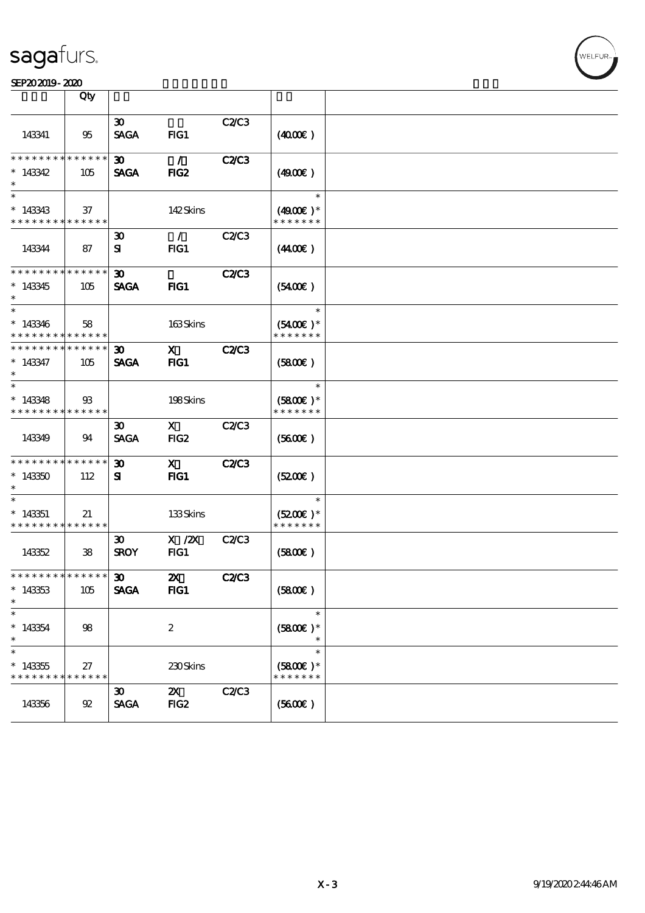| | Qty | | | | | |
|---|---|---|---|---|---|---|
| 143341 | 95 | 30 SAGA | FIG1 | C2/C3 | (40.00€) | |
| * * * * * * * * * * * * * *<br>* 143342<br>* | 105 | 30 SAGA | / FIG2 | C2/C3 | (49.00€) | |
| *<br>* 143343<br>* * * * * * * * * * * * * * | 37 | | 142 Skins | | *<br>(49.00€) *<br>* * * * * * * | |
| 143344 | 87 | 30 SI | / FIG1 | C2/C3 | (44.00€) | |
| * * * * * * * * * * * * * *<br>* 143345<br>* | 105 | 30 SAGA | FIG1 | C2/C3 | (54.00€) | |
| *<br>* 143346<br>* * * * * * * * * * * * * * | 58 | | 163 Skins | | *<br>(54.00€) *<br>* * * * * * * | |
| * * * * * * * * * * * * * *<br>* 143347<br>* | 105 | 30 SAGA | X FIG1 | C2/C3 | (58.00€) | |
| *<br>* 143348<br>* * * * * * * * * * * * * * | 93 | | 198 Skins | | *<br>(58.00€) *<br>* * * * * * * | |
| 143349 | 94 | 30 SAGA | X FIG2 | C2/C3 | (56.00€) | |
| * * * * * * * * * * * * * *<br>* 143350<br>* | 112 | 30 SI | X FIG1 | C2/C3 | (52.00€) | |
| *<br>* 143351<br>* * * * * * * * * * * * * * | 21 | | 133 Skins | | *<br>(52.00€) *<br>* * * * * * * | |
| 143352 | 38 | 30 SROY | X /2X FIG1 | C2/C3 | (58.00€) | |
| * * * * * * * * * * * * * *<br>* 143353<br>* | 105 | 30 SAGA | 2X FIG1 | C2/C3 | (58.00€) | |
| *<br>* 143354<br>* | 98 | | 2 | | *<br>(58.00€) *<br>* | |
| *<br>* 143355<br>* * * * * * * * * * * * * * | 27 | | 230 Skins | | *<br>(58.00€) *<br>* * * * * * * | |
| 143356 | 92 | 30 SAGA | 2X FIG2 | C2/C3 | (56.00€) | |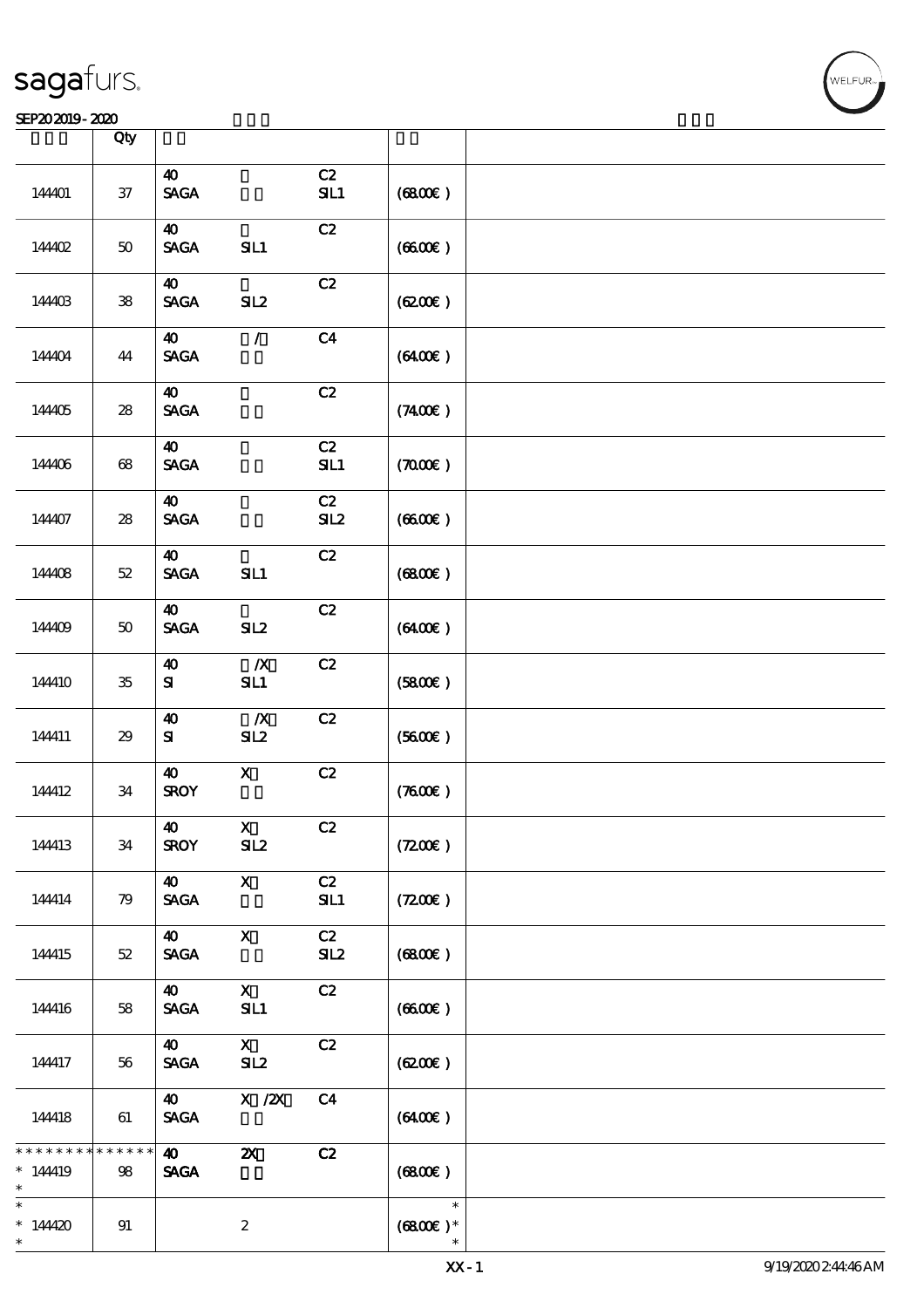| | Qty | | | | | |
|---|---|---|---|---|---|---|
| 144401 | 37 | 40 SAGA | | C2 SIL1 | (68.00€) | |
| 144402 | 50 | 40 SAGA | SIL1 | C2 | (66.00€) | |
| 144403 | 38 | 40 SAGA | SIL2 | C2 | (62.00€) | |
| 144404 | 44 | 40 SAGA | / | C4 | (64.00€) | |
| 144405 | 28 | 40 SAGA | | C2 | (74.00€) | |
| 144406 | 68 | 40 SAGA | | C2 SIL1 | (70.00€) | |
| 144407 | 28 | 40 SAGA | | C2 SIL2 | (66.00€) | |
| 144408 | 52 | 40 SAGA | SIL1 | C2 | (68.00€) | |
| 144409 | 50 | 40 SAGA | SIL2 | C2 | (64.00€) | |
| 144410 | 35 | 40 SI | /X SIL1 | C2 | (58.00€) | |
| 144411 | 29 | 40 SI | /X SIL2 | C2 | (56.00€) | |
| 144412 | 34 | 40 SROY | X | C2 | (76.00€) | |
| 144413 | 34 | 40 SROY | X SIL2 | C2 | (72.00€) | |
| 144414 | 79 | 40 SAGA | X | C2 SIL1 | (72.00€) | |
| 144415 | 52 | 40 SAGA | X | C2 SIL2 | (68.00€) | |
| 144416 | 58 | 40 SAGA | X SIL1 | C2 | (66.00€) | |
| 144417 | 56 | 40 SAGA | X SIL2 | C2 | (62.00€) | |
| 144418 | 61 | 40 SAGA | X /2X | C4 | (64.00€) | |
| * * * * * * * * * * * * * * 144419 * | 98 | 40 SAGA | 2X | C2 | (68.00€) | |
| * 144420 * | 91 | | 2 | | * (68.00€) * * | |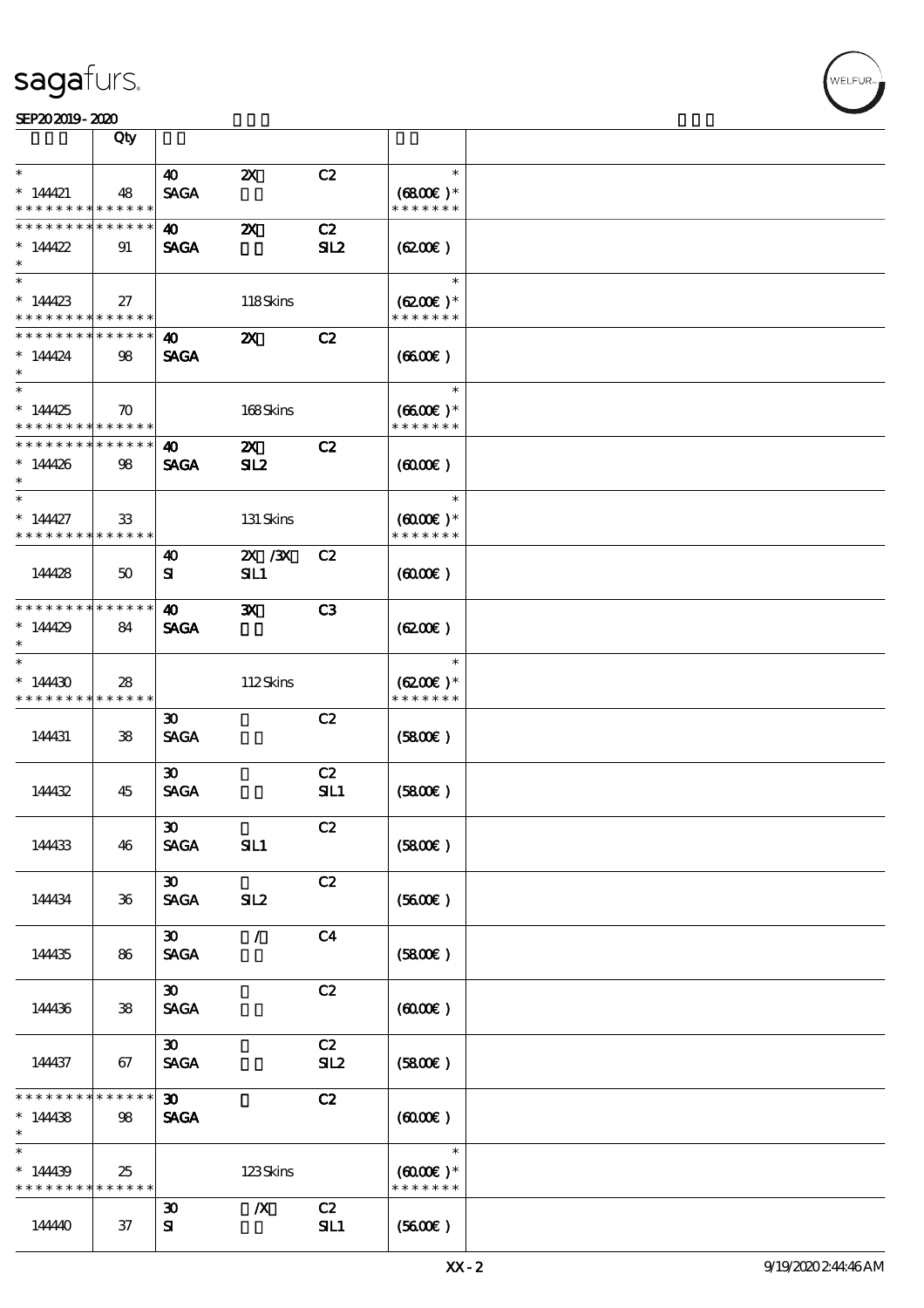| | Qty | | | | | |
|---|---|---|---|---|---|---|
| * | | 40 | 2X | C2 | * | |
| * 144421 | 48 | SAGA | | | (68.00€ )* | |
| * * * * * * * * * * * * * * | | | | | * * * * * * * | |
| * * * * * * * * * * * * * * | | 40 | 2X | C2 | | |
| * 144422 | 91 | SAGA | | SIL2 | (62.00€ ) | |
| * | | | | | | |
| * | | | | | * | |
| * 144423 | 27 | | 118 Skins | | (62.00€ )* | |
| * * * * * * * * * * * * * * | | | | | * * * * * * * | |
| * * * * * * * * * * * * * * | | 40 | 2X | C2 | | |
| * 144424 | 98 | SAGA | | | (66.00€ ) | |
| * | | | | | | |
| * | | | | | * | |
| * 144425 | 70 | | 168 Skins | | (66.00€ )* | |
| * * * * * * * * * * * * * * | | | | | * * * * * * * | |
| * * * * * * * * * * * * * * | | 40 | 2X | C2 | | |
| * 144426 | 98 | SAGA | SIL2 | | (60.00€ ) | |
| * | | | | | | |
| * | | | | | * | |
| * 144427 | 33 | | 131 Skins | | (60.00€ )* | |
| * * * * * * * * * * * * * * | | | | | * * * * * * * | |
| 144428 | 50 | 40<br>SI | 2X /3X<br>SIL1 | C2 | (60.00€ ) | |
| * * * * * * * * * * * * * * | | 40 | 3X | C3 | | |
| * 144429 | 84 | SAGA | | | (62.00€ ) | |
| * | | | | | | |
| * | | | | | * | |
| * 144430 | 28 | | 112 Skins | | (62.00€ )* | |
| * * * * * * * * * * * * * * | | | | | * * * * * * * | |
| 144431 | 38 | 30<br>SAGA | | C2 | (58.00€ ) | |
| 144432 | 45 | 30<br>SAGA | | C2<br>SIL1 | (58.00€ ) | |
| 144433 | 46 | 30<br>SAGA | SIL1 | C2 | (58.00€ ) | |
| 144434 | 36 | 30<br>SAGA | SIL2 | C2 | (56.00€ ) | |
| 144435 | 86 | 30<br>SAGA | / | C4 | (58.00€ ) | |
| 144436 | 38 | 30<br>SAGA | | C2 | (60.00€ ) | |
| 144437 | 67 | 30<br>SAGA | | C2<br>SIL2 | (58.00€ ) | |
| * * * * * * * * * * * * * * | | 30 | | C2 | | |
| * 144438 | 98 | SAGA | | | (60.00€ ) | |
| * | | | | | | |
| * | | | | | * | |
| * 144439 | 25 | | 123 Skins | | (60.00€ )* | |
| * * * * * * * * * * * * * * | | | | | * * * * * * * | |
| 144440 | 37 | 30<br>SI | /X | C2<br>SIL1 | (56.00€ ) | |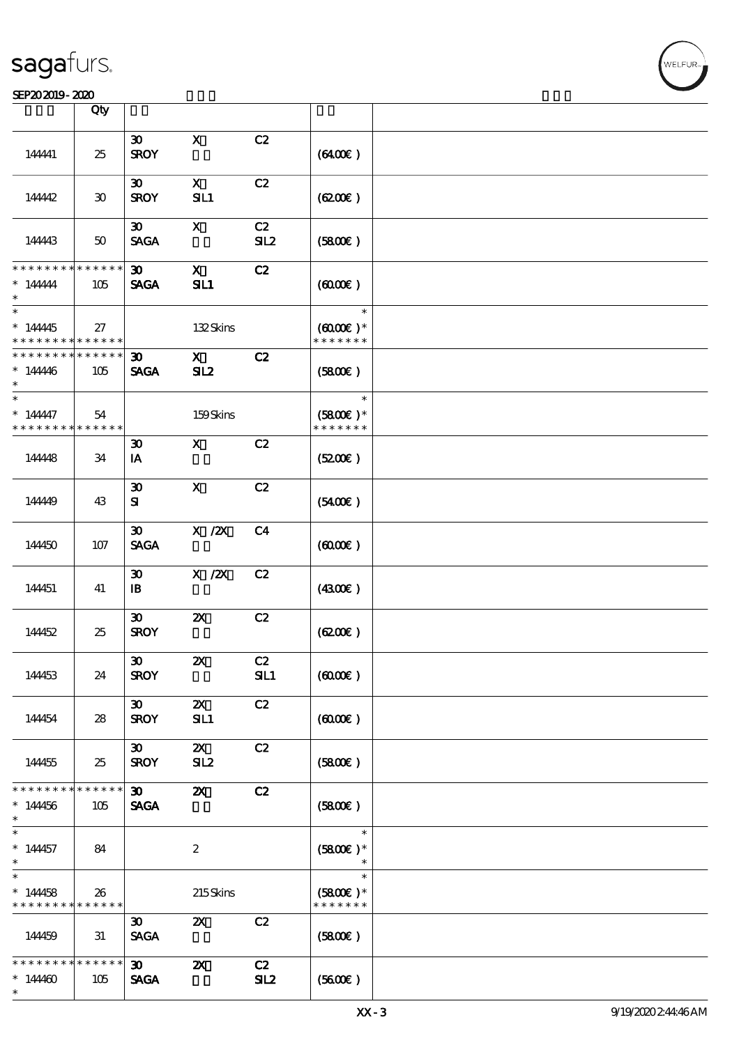| | Qty | | | | | |
|---|---|---|---|---|---|---|
| 144441 | 25 | 30<br>SROY | X | C2 | (64.00€) | |
| 144442 | 30 | 30<br>SROY | X<br>SIL1 | C2 | (62.00€) | |
| 144443 | 50 | 30<br>SAGA | X | C2<br>SIL2 | (58.00€) | |
| * * * * * * * * * * * * * *<br>* 144444<br>* | 105 | 30<br>SAGA | X<br>SIL1 | C2 | (60.00€) | |
| *<br>* 144445<br>* * * * * * * * * * * * * * | 27 | | 132 Skins | | *<br>(60.00€)*<br>* * * * * * * | |
| * * * * * * * * * * * * * *<br>* 144446<br>* | 105 | 30<br>SAGA | X<br>SIL2 | C2 | (58.00€) | |
| *<br>* 144447<br>* * * * * * * * * * * * * * | 54 | | 159 Skins | | *<br>(58.00€)*<br>* * * * * * * | |
| 144448 | 34 | 30<br>IA | X | C2 | (52.00€) | |
| 144449 | 43 | 30<br>SI | X | C2 | (54.00€) | |
| 144450 | 107 | 30<br>SAGA | X /2X | C4 | (60.00€) | |
| 144451 | 41 | 30<br>IB | X /2X | C2 | (43.00€) | |
| 144452 | 25 | 30<br>SROY | 2X | C2 | (62.00€) | |
| 144453 | 24 | 30<br>SROY | 2X | C2<br>SIL1 | (60.00€) | |
| 144454 | 28 | 30<br>SROY | 2X<br>SIL1 | C2 | (60.00€) | |
| 144455 | 25 | 30<br>SROY | 2X<br>SIL2 | C2 | (58.00€) | |
| * * * * * * * * * * * * * *<br>* 144456<br>* | 105 | 30<br>SAGA | 2X | C2 | (58.00€) | |
| *<br>* 144457<br>* | 84 | | 2 | | *<br>(58.00€)*<br>* | |
| *<br>* 144458<br>* * * * * * * * * * * * * * | 26 | | 215 Skins | | *<br>(58.00€)*<br>* * * * * * * | |
| 144459 | 31 | 30<br>SAGA | 2X | C2 | (58.00€) | |
| * * * * * * * * * * * * * *<br>* 144460<br>* | 105 | 30<br>SAGA | 2X | C2<br>SIL2 | (56.00€) | |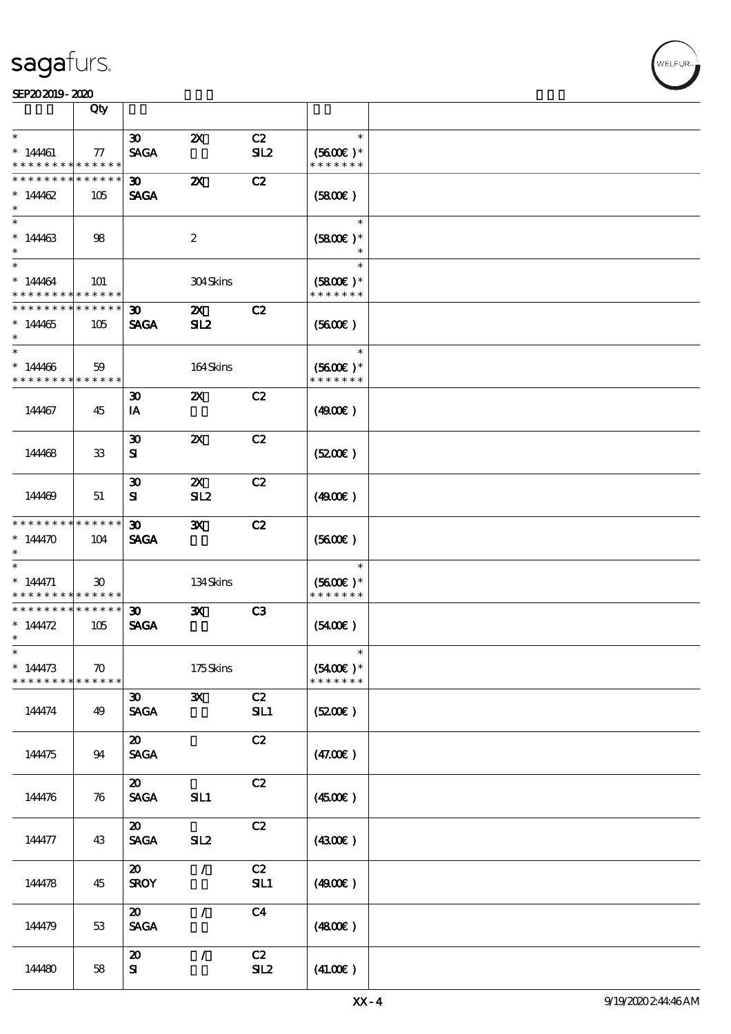# sagafurs.

SEP202019 - 2020

| | Qty | | | | | |
|---|---|---|---|---|---|---|
| * | | 30 | 2X | C2 | * | |
| * 144461 | 77 | SAGA | | SIL2 | (56.00€) * | |
| * * * * * * * * * * * * * * | | | | | * * * * * * * | |
| * * * * * * * * * * * * * * | | 30 | 2X | C2 | | |
| * 144462 | 105 | SAGA | | | (58.00€) | |
| * | | | | | | |
| * | | | | | * | |
| * 144463 | 98 | | 2 | | (58.00€) * | |
| * | | | | | * | |
| * | | | | | * | |
| * 144464 | 101 | | 304 Skins | | (58.00€) * | |
| * * * * * * * * * * * * * * | | | | | * * * * * * * | |
| * * * * * * * * * * * * * * | | 30 | 2X | C2 | | |
| * 144465 | 105 | SAGA | SIL2 | | (56.00€) | |
| * | | | | | | |
| * | | | | | * | |
| * 144466 | 59 | | 164 Skins | | (56.00€) * | |
| * * * * * * * * * * * * * * | | | | | * * * * * * * | |
| 144467 | 45 | 30<br>IA | 2X | C2 | (49.00€) | |
| 144468 | 33 | 30<br>SI | 2X | C2 | (52.00€) | |
| 144469 | 51 | 30<br>SI | 2X<br>SIL2 | C2 | (49.00€) | |
| * * * * * * * * * * * * * * | | 30 | 3X | C2 | | |
| * 144470 | 104 | SAGA | | | (56.00€) | |
| * | | | | | | |
| * | | | | | * | |
| * 144471 | 30 | | 134 Skins | | (56.00€) * | |
| * * * * * * * * * * * * * * | | | | | * * * * * * * | |
| * * * * * * * * * * * * * * | | 30 | 3X | C3 | | |
| * 144472 | 105 | SAGA | | | (54.00€) | |
| * | | | | | | |
| * | | | | | * | |
| * 144473 | 70 | | 175 Skins | | (54.00€) * | |
| * * * * * * * * * * * * * * | | | | | * * * * * * * | |
| 144474 | 49 | 30<br>SAGA | 3X | C2<br>SIL1 | (52.00€) | |
| 144475 | 94 | 20<br>SAGA | | C2 | (47.00€) | |
| 144476 | 76 | 20<br>SAGA | SIL1 | C2 | (45.00€) | |
| 144477 | 43 | 20<br>SAGA | SIL2 | C2 | (43.00€) | |
| 144478 | 45 | 20<br>SROY | / | C2<br>SIL1 | (49.00€) | |
| 144479 | 53 | 20<br>SAGA | / | C4 | (48.00€) | |
| 144480 | 58 | 20<br>SI | / | C2<br>SIL2 | (41.00€) | |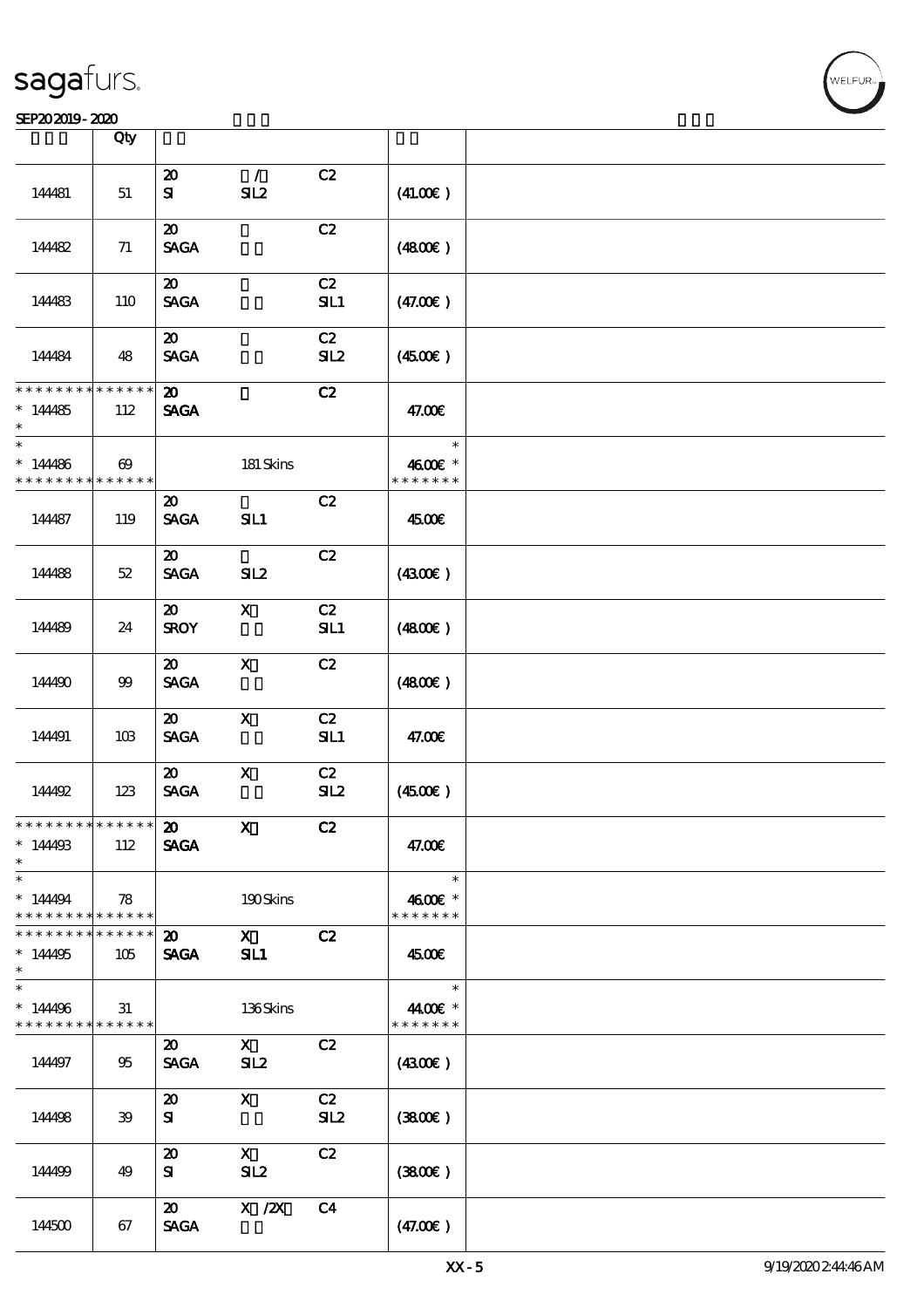| | Qty | | | | | |
|---|---|---|---|---|---|---|
| 144481 | 51 | 20<br>SI | /<br>SIL2 | C2 | (41.00€) | |
| 144482 | 71 | 20<br>SAGA | | C2 | (48.00€) | |
| 144483 | 110 | 20<br>SAGA | | C2<br>SIL1 | (47.00€) | |
| 144484 | 48 | 20<br>SAGA | | C2<br>SIL2 | (45.00€) | |
| * * * * * * * * * * * * * *<br>* 144485<br>* | 112 | 20<br>SAGA | | C2 | 47.00€ | |
| *<br>* 144486<br>* * * * * * * * * * * * * * | 69 | | 181 Skins | | *<br>46.00€ *<br>* * * * * * * | |
| 144487 | 119 | 20<br>SAGA | SIL1 | C2 | 45.00€ | |
| 144488 | 52 | 20<br>SAGA | SIL2 | C2 | (43.00€) | |
| 144489 | 24 | 20<br>SROY | X | C2<br>SIL1 | (48.00€) | |
| 144490 | 99 | 20<br>SAGA | X | C2 | (48.00€) | |
| 144491 | 103 | 20<br>SAGA | X | C2<br>SIL1 | 47.00€ | |
| 144492 | 123 | 20<br>SAGA | X | C2<br>SIL2 | (45.00€) | |
| * * * * * * * * * * * * * *<br>* 144493<br>* | 112 | 20<br>SAGA | X | C2 | 47.00€ | |
| *<br>* 144494<br>* * * * * * * * * * * * * * | 78 | | 190 Skins | | *<br>46.00€ *<br>* * * * * * * | |
| * * * * * * * * * * * * * *<br>* 144495<br>* | 105 | 20<br>SAGA | X<br>SIL1 | C2 | 45.00€ | |
| *<br>* 144496<br>* * * * * * * * * * * * * * | 31 | | 136 Skins | | *<br>44.00€ *<br>* * * * * * * | |
| 144497 | 95 | 20<br>SAGA | X<br>SIL2 | C2 | (43.00€) | |
| 144498 | 39 | 20<br>SI | X | C2<br>SIL2 | (38.00€) | |
| 144499 | 49 | 20<br>SI | X<br>SIL2 | C2 | (38.00€) | |
| 144500 | 67 | 20<br>SAGA | X /2X | C4 | (47.00€) | |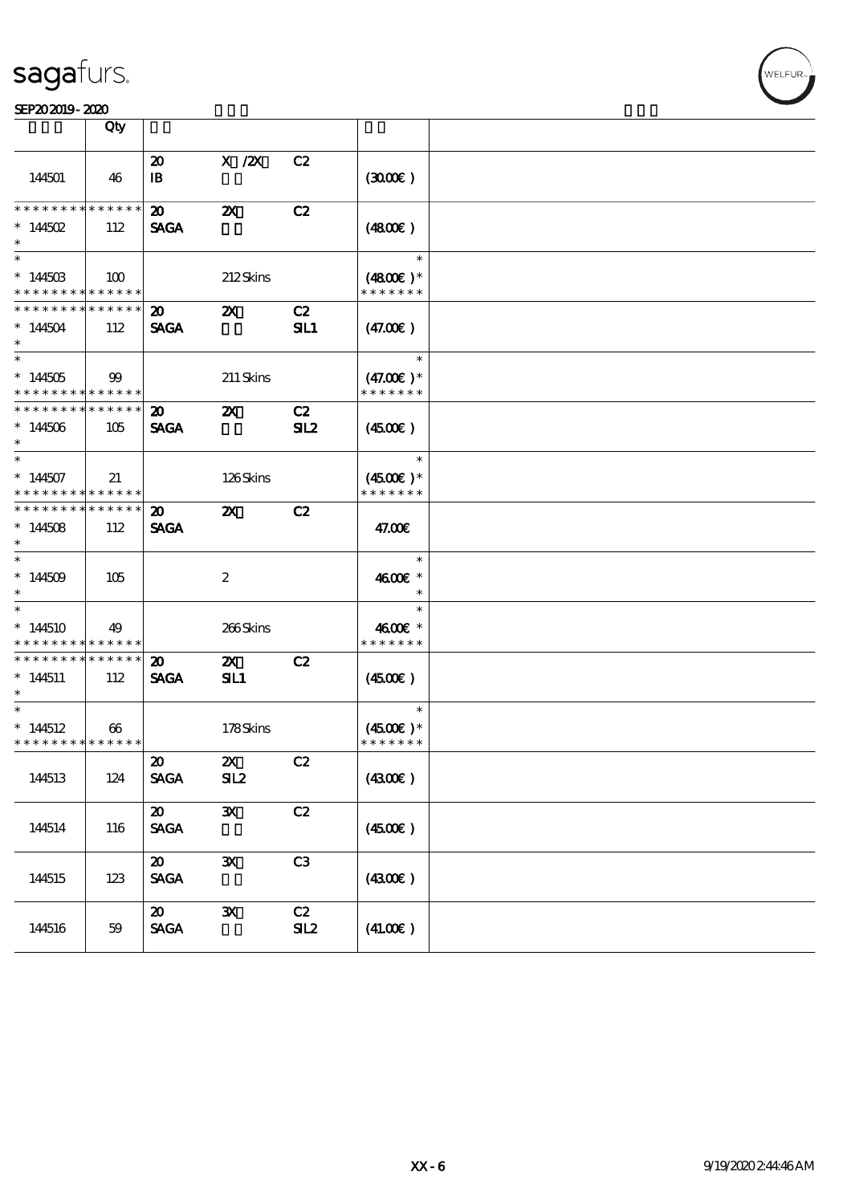| | Qty | | | | | |
|---|---|---|---|---|---|---|
| 144501 | 46 | 20<br>IB | X /2X | C2 | (30.00€) | |
| * * * * * * * * * * * * * *<br>* 144502<br>* | 112 | 20<br>SAGA | 2X | C2 | (48.00€) | |
| *<br>* 144503<br>* * * * * * * * * * * * * * | 100 | | 212 Skins | | *<br>(48.00€)*<br>* * * * * * * | |
| * * * * * * * * * * * * * *<br>* 144504<br>* | 112 | 20<br>SAGA | 2X | C2<br>SIL1 | (47.00€) | |
| *<br>* 144505<br>* * * * * * * * * * * * * * | 99 | | 211 Skins | | *<br>(47.00€)*<br>* * * * * * * | |
| * * * * * * * * * * * * * *<br>* 144506<br>* | 105 | 20<br>SAGA | 2X | C2<br>SIL2 | (45.00€) | |
| *<br>* 144507<br>* * * * * * * * * * * * * * | 21 | | 126 Skins | | *<br>(45.00€)*<br>* * * * * * * | |
| * * * * * * * * * * * * * *<br>* 144508<br>* | 112 | 20<br>SAGA | 2X | C2 | 47.00€ | |
| *<br>* 144509<br>* | 105 | | 2 | | *<br>46.00€ *<br>* | |
| *<br>* 144510<br>* * * * * * * * * * * * * * | 49 | | 266 Skins | | *<br>46.00€ *<br>* * * * * * * | |
| * * * * * * * * * * * * * *<br>* 144511<br>* | 112 | 20<br>SAGA | 2X<br>SIL1 | C2 | (45.00€) | |
| *<br>* 144512<br>* * * * * * * * * * * * * * | 66 | | 178 Skins | | *<br>(45.00€)*<br>* * * * * * * | |
| 144513 | 124 | 20<br>SAGA | 2X<br>SIL2 | C2 | (43.00€) | |
| 144514 | 116 | 20<br>SAGA | 3X | C2 | (45.00€) | |
| 144515 | 123 | 20<br>SAGA | 3X | C3 | (43.00€) | |
| 144516 | 59 | 20<br>SAGA | 3X | C2<br>SIL2 | (41.00€) | |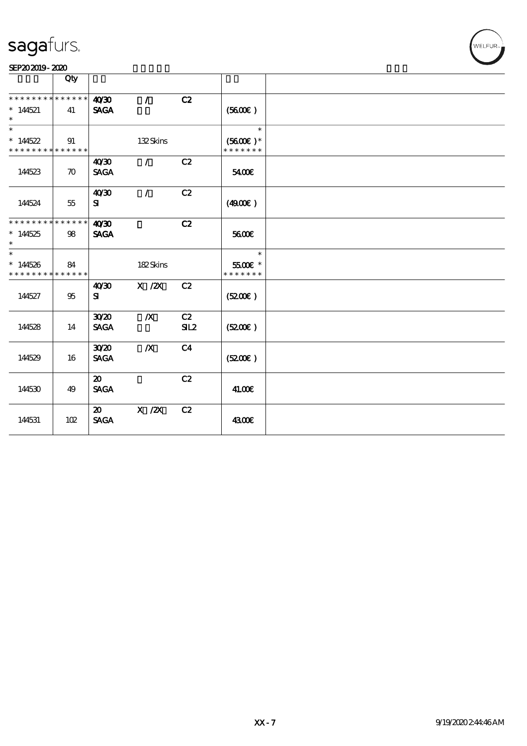# sagafurs.

SEP20 2019 - 2020

| | Qty | | | | | |
|---|---|---|---|---|---|---|
| * * * * * * * * * * * * * * | | 40/30 | / | C2 | | |
| * 144521 | 41 | SAGA | | | (56.00€ ) | |
| * | | | | | | |
| * | | | | | * | |
| * 144522 | 91 | | 132 Skins | | (56.00€ ) * | |
| * * * * * * * * * * * * * * | | | | | * * * * * * * | |
| | | 40/30 | / | C2 | | |
| 144523 | 70 | SAGA | | | 54.00€ | |
| | | 40/30 | / | C2 | | |
| 144524 | 55 | SI | | | (49.00€ ) | |
| * * * * * * * * * * * * * * | | 40/30 | | C2 | | |
| * 144525 | 98 | SAGA | | | 56.00€ | |
| * | | | | | | |
| * | | | | | * | |
| * 144526 | 84 | | 182 Skins | | 55.00€ * | |
| * * * * * * * * * * * * * * | | | | | * * * * * * * | |
| | | 40/30 | X /2X | C2 | | |
| 144527 | 95 | SI | | | (52.00€ ) | |
| | | 30/20 | /X | C2 | | |
| 144528 | 14 | SAGA | | SIL2 | (52.00€ ) | |
| | | 30/20 | /X | C4 | | |
| 144529 | 16 | SAGA | | | (52.00€ ) | |
| | | 20 | | C2 | | |
| 144530 | 49 | SAGA | | | 41.00€ | |
| | | 20 | X /2X | C2 | | |
| 144531 | 102 | SAGA | | | 43.00€ | |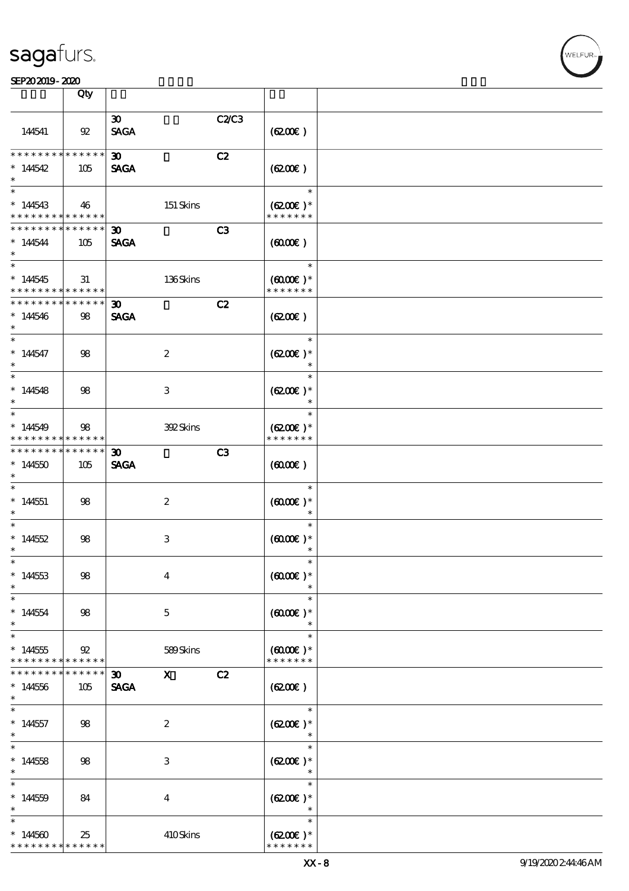| | Qty | | | | | |
|---|---|---|---|---|---|---|
| 144541 | 92 | 30<br>SAGA | | C2/C3 | (62.00€) | |
| * * * * * * * * * * * * * *<br>* 144542<br>* | 105 | 30<br>SAGA | | C2 | (62.00€) | |
| *<br>* 144543<br>* * * * * * * * * * * * * * | 46 | | 151 Skins | | *<br>(62.00€) *<br>* * * * * * * | |
| * * * * * * * * * * * * * *<br>* 144544<br>* | 105 | 30<br>SAGA | | C3 | (60.00€) | |
| *<br>* 144545<br>* * * * * * * * * * * * * * | 31 | | 136 Skins | | *<br>(60.00€) *<br>* * * * * * * | |
| * * * * * * * * * * * * * *<br>* 144546<br>* | 98 | 30<br>SAGA | | C2 | (62.00€) | |
| *<br>* 144547<br>* | 98 | | 2 | | *<br>(62.00€) *<br>* | |
| *<br>* 144548<br>* | 98 | | 3 | | *<br>(62.00€) *<br>* | |
| *<br>* 144549<br>* * * * * * * * * * * * * * | 98 | | 392 Skins | | *<br>(62.00€) *<br>* * * * * * * | |
| * * * * * * * * * * * * * *<br>* 144550<br>* | 105 | 30<br>SAGA | | C3 | (60.00€) | |
| *<br>* 144551<br>* | 98 | | 2 | | *<br>(60.00€) *<br>* | |
| *<br>* 144552<br>* | 98 | | 3 | | *<br>(60.00€) *<br>* | |
| *<br>* 144553<br>* | 98 | | 4 | | *<br>(60.00€) *<br>* | |
| *<br>* 144554<br>* | 98 | | 5 | | *<br>(60.00€) *<br>* | |
| *<br>* 144555<br>* * * * * * * * * * * * * * | 92 | | 589 Skins | | *<br>(60.00€) *<br>* * * * * * * | |
| * * * * * * * * * * * * * *<br>* 144556<br>* | 105 | 30<br>SAGA | X | C2 | (62.00€) | |
| *<br>* 144557<br>* | 98 | | 2 | | *<br>(62.00€) *<br>* | |
| *<br>* 144558<br>* | 98 | | 3 | | *<br>(62.00€) *<br>* | |
| *<br>* 144559<br>* | 84 | | 4 | | *<br>(62.00€) *<br>* | |
| *<br>* 144560<br>* * * * * * * * * * * * * * | 25 | | 410 Skins | | *<br>(62.00€) *<br>* * * * * * * | |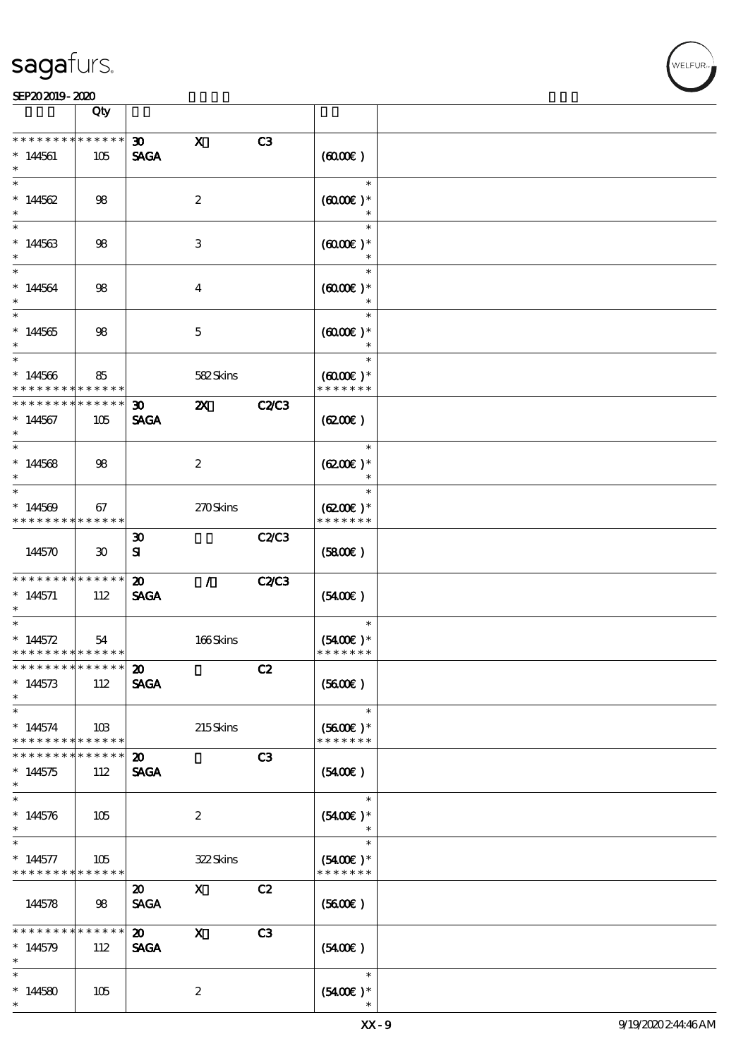| | Qty | | | | | |
|---|---|---|---|---|---|---|
| * * * * * * * * * * * * * * | | 30 | X | C3 | | |
| * 144561 | 105 | SAGA | | | (60.00€ ) | |
| * | | | | | | |
| * 144562 | 98 | | 2 | | (60.00€ )* | |
| * 144563 | 98 | | 3 | | (60.00€ )* | |
| * 144564 | 98 | | 4 | | (60.00€ )* | |
| * 144565 | 98 | | 5 | | (60.00€ )* | |
| * 144566 | 85 | | 582 Skins | | (60.00€ )* | |
| * * * * * * * * * * * * * * | | 30 | 2X | C2/C3 | | |
| * 144567 | 105 | SAGA | | | (62.00€ ) | |
| * 144568 | 98 | | 2 | | (62.00€ )* | |
| * 144569 | 67 | | 270 Skins | | (62.00€ )* | |
| 144570 | 30 | 30<br>SI | | C2/C3 | (58.00€ ) | |
| * * * * * * * * * * * * * * | | 20 | / | C2/C3 | | |
| * 144571 | 112 | SAGA | | | (54.00€ ) | |
| * 144572 | 54 | | 166 Skins | | (54.00€ )* | |
| * * * * * * * * * * * * * * | | 20 | | C2 | | |
| * 144573 | 112 | SAGA | | | (56.00€ ) | |
| * 144574 | 103 | | 215 Skins | | (56.00€ )* | |
| * * * * * * * * * * * * * * | | 20 | | C3 | | |
| * 144575 | 112 | SAGA | | | (54.00€ ) | |
| * 144576 | 105 | | 2 | | (54.00€ )* | |
| * 144577 | 105 | | 322 Skins | | (54.00€ )* | |
| 144578 | 98 | 20<br>SAGA | X | C2 | (56.00€ ) | |
| * * * * * * * * * * * * * * | | 20 | X | C3 | | |
| * 144579 | 112 | SAGA | | | (54.00€ ) | |
| * 144580 | 105 | | 2 | | (54.00€ )* | |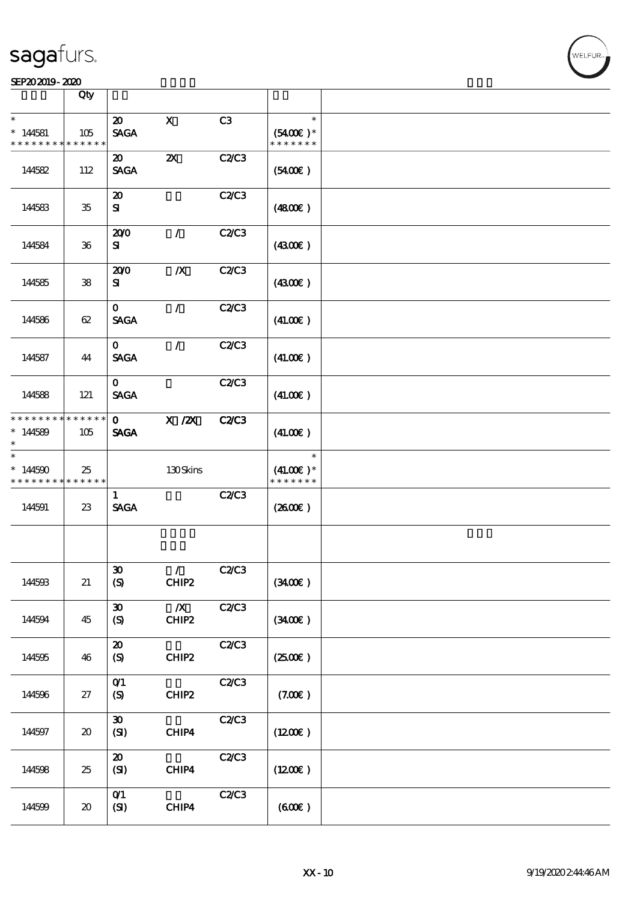sagafurs.

SEP20 2019 - 2020

| | Qty | | | | | |
|---|---|---|---|---|---|---|
| * <br> * 144581 <br> * * * * * * * * * * * * * * | 105 | 20 <br> SAGA | X | C3 | * <br> (54.00€ )* <br> * * * * * * * | |
| 144582 | 112 | 20 <br> SAGA | 2X | C2/C3 | (54.00€ ) | |
| 144583 | 35 | 20 <br> SI | | C2/C3 | (48.00€ ) | |
| 144584 | 36 | 20/0 <br> SI | / | C2/C3 | (43.00€ ) | |
| 144585 | 38 | 20/0 <br> SI | /X | C2/C3 | (43.00€ ) | |
| 144586 | 62 | 0 <br> SAGA | / | C2/C3 | (41.00€ ) | |
| 144587 | 44 | 0 <br> SAGA | / | C2/C3 | (41.00€ ) | |
| 144588 | 121 | 0 <br> SAGA | | C2/C3 | (41.00€ ) | |
| * * * * * * * * * * * * * * <br> * 144589 <br> * | 105 | 0 <br> SAGA | X /2X | C2/C3 | (41.00€ ) | |
| * <br> * 144590 <br> * * * * * * * * * * * * * * | 25 | | 130 Skins | | * <br> (41.00€ )* <br> * * * * * * * | |
| 144591 | 23 | 1 <br> SAGA | | C2/C3 | (26.00€ ) | |
| | | | | | | |
| 144593 | 21 | 30 <br> (S) | / <br> CHIP2 | C2/C3 | (34.00€ ) | |
| 144594 | 45 | 30 <br> (S) | /X <br> CHIP2 | C2/C3 | (34.00€ ) | |
| 144595 | 46 | 20 <br> (S) | CHIP2 | C2/C3 | (25.00€ ) | |
| 144596 | 27 | 0/1 <br> (S) | CHIP2 | C2/C3 | (7.00€ ) | |
| 144597 | 20 | 30 <br> (SI) | CHIP4 | C2/C3 | (12.00€ ) | |
| 144598 | 25 | 20 <br> (SI) | CHIP4 | C2/C3 | (12.00€ ) | |
| 144599 | 20 | 0/1 <br> (SI) | CHIP4 | C2/C3 | (6.00€ ) | |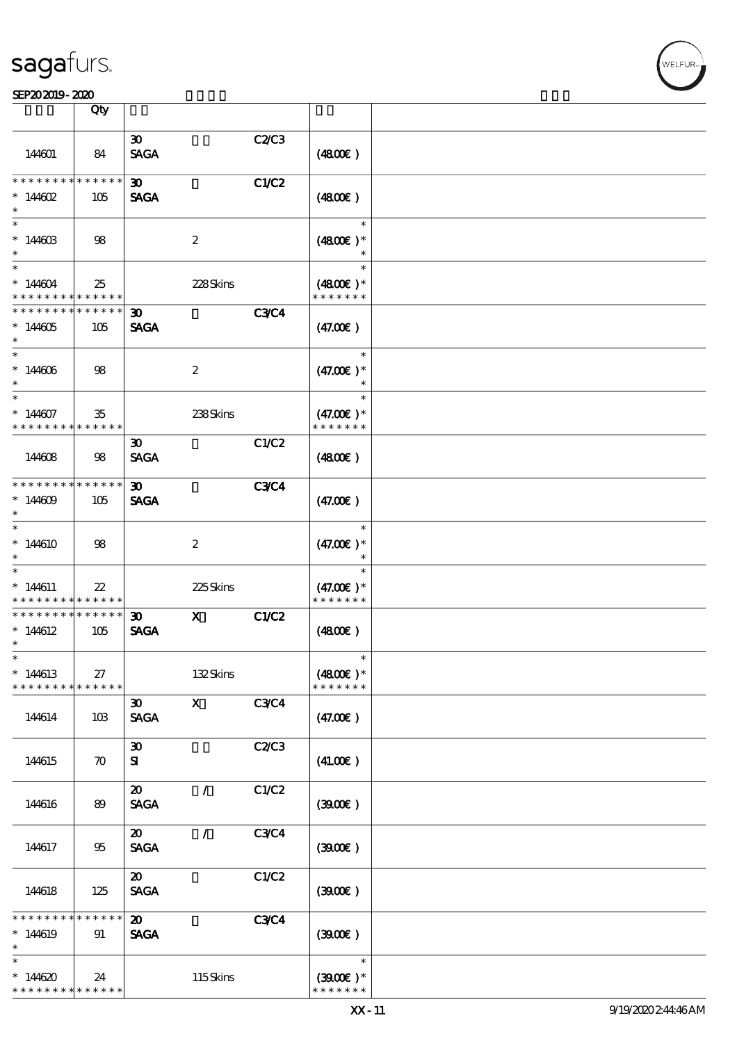| | Qty | | | | | |
|---|---|---|---|---|---|---|
| 144601 | 84 | 30 SAGA | | C2/C3 | (48.00€) | |
| * * * * * * * * * * * * * * * 144602 * | 105 | 30 SAGA | | C1/C2 | (48.00€) | |
| * * 144603 * | 98 | | 2 | | * (48.00€) * * | |
| * * 144604 * * * * * * * * * * * * * * | 25 | | 228 Skins | | * (48.00€) * * * * * * * * | |
| * * * * * * * * * * * * * * * 144605 * | 105 | 30 SAGA | | C3/C4 | (47.00€) | |
| * * 144606 * | 98 | | 2 | | * (47.00€) * * | |
| * * 144607 * * * * * * * * * * * * * * | 35 | | 238 Skins | | * (47.00€) * * * * * * * * | |
| 144608 | 98 | 30 SAGA | | C1/C2 | (48.00€) | |
| * * * * * * * * * * * * * * * 144609 * | 105 | 30 SAGA | | C3/C4 | (47.00€) | |
| * * 144610 * | 98 | | 2 | | * (47.00€) * * | |
| * * 144611 * * * * * * * * * * * * * * | 22 | | 225 Skins | | * (47.00€) * * * * * * * * | |
| * * * * * * * * * * * * * * * 144612 * | 105 | 30 SAGA | X | C1/C2 | (48.00€) | |
| * * 144613 * * * * * * * * * * * * * * | 27 | | 132 Skins | | * (48.00€) * * * * * * * * | |
| 144614 | 103 | 30 SAGA | X | C3/C4 | (47.00€) | |
| 144615 | 70 | 30 SI | | C2/C3 | (41.00€) | |
| 144616 | 89 | 20 SAGA | / | C1/C2 | (39.00€) | |
| 144617 | 95 | 20 SAGA | / | C3/C4 | (39.00€) | |
| 144618 | 125 | 20 SAGA | | C1/C2 | (39.00€) | |
| * * * * * * * * * * * * * * * 144619 * | 91 | 20 SAGA | | C3/C4 | (39.00€) | |
| * * 144620 * * * * * * * * * * * * * * | 24 | | 115 Skins | | * (39.00€) * * * * * * * * | |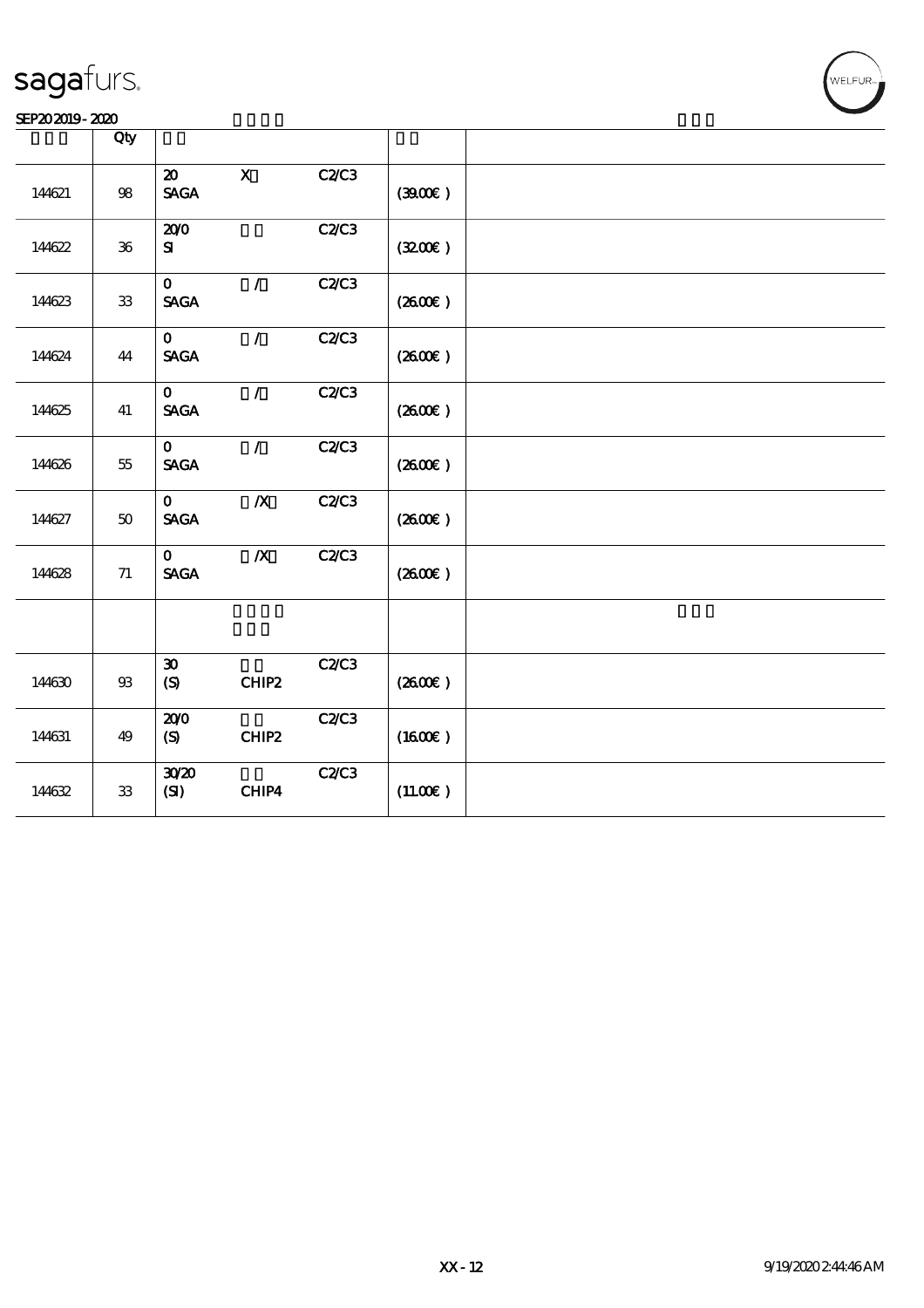sagafurs.

SEP20 2019 - 2020

| | Qty | | | | | |
|---|---|---|---|---|---|---|
| 144621 | 98 | 20 SAGA | X | C2/C3 | (39.00€) | |
| 144622 | 36 | 20/0 SI | | C2/C3 | (32.00€) | |
| 144623 | 33 | 0 SAGA | / | C2/C3 | (26.00€) | |
| 144624 | 44 | 0 SAGA | / | C2/C3 | (26.00€) | |
| 144625 | 41 | 0 SAGA | / | C2/C3 | (26.00€) | |
| 144626 | 55 | 0 SAGA | / | C2/C3 | (26.00€) | |
| 144627 | 50 | 0 SAGA | /X | C2/C3 | (26.00€) | |
| 144628 | 71 | 0 SAGA | /X | C2/C3 | (26.00€) | |
| | | | | | | |
| 144630 | 93 | 30 (S) | CHIP2 | C2/C3 | (26.00€) | |
| 144631 | 49 | 20/0 (S) | CHIP2 | C2/C3 | (16.00€) | |
| 144632 | 33 | 30/20 (SI) | CHIP4 | C2/C3 | (11.00€) | |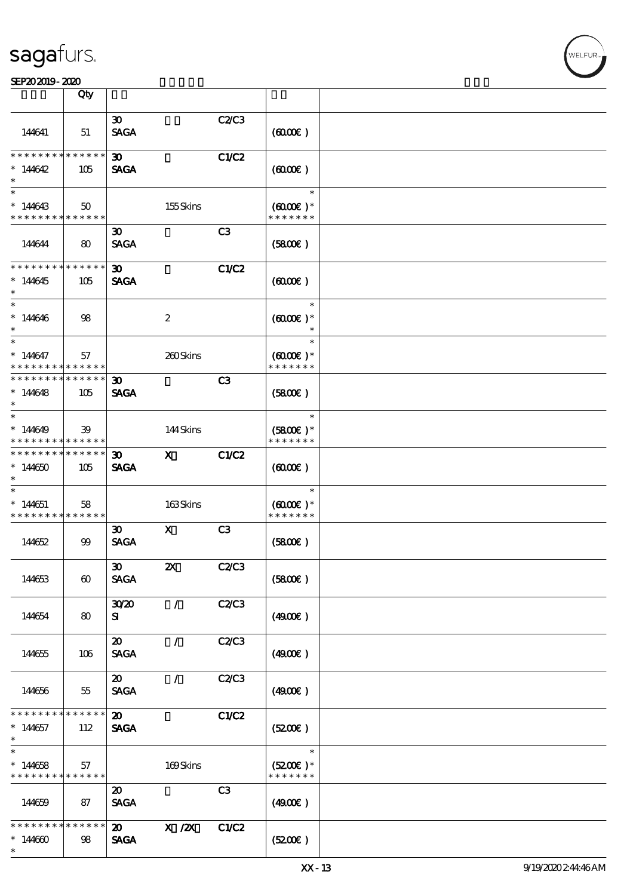| | Qty | | | | | |
|---|---|---|---|---|---|---|
| 144641 | 51 | 30 SAGA | | C2/C3 | (60.00€ ) | |
| * * * * * * * * * * * * * * * 144642 * | 105 | 30 SAGA | | C1/C2 | (60.00€ ) | |
| * * 144643 * * * * * * * * * * * * * | 50 | | 155 Skins | | * (60.00€ )* * * * * * * * | |
| 144644 | 80 | 30 SAGA | | C3 | (58.00€ ) | |
| * * * * * * * * * * * * * * * 144645 * | 105 | 30 SAGA | | C1/C2 | (60.00€ ) | |
| * * 144646 * | 98 | | 2 | | * (60.00€ )* * | |
| * * 144647 * * * * * * * * * * * * * | 57 | | 260 Skins | | * (60.00€ )* * * * * * * * | |
| * * * * * * * * * * * * * * * 144648 * | 105 | 30 SAGA | | C3 | (58.00€ ) | |
| * * 144649 * * * * * * * * * * * * * | 39 | | 144 Skins | | * (58.00€ )* * * * * * * * | |
| * * * * * * * * * * * * * * * 144650 * | 105 | 30 SAGA | X | C1/C2 | (60.00€ ) | |
| * * 144651 * * * * * * * * * * * * * | 58 | | 163 Skins | | * (60.00€ )* * * * * * * * | |
| 144652 | 99 | 30 SAGA | X | C3 | (58.00€ ) | |
| 144653 | 60 | 30 SAGA | 2X | C2/C3 | (58.00€ ) | |
| 144654 | 80 | 30/20 SI | / | C2/C3 | (49.00€ ) | |
| 144655 | 106 | 20 SAGA | / | C2/C3 | (49.00€ ) | |
| 144656 | 55 | 20 SAGA | / | C2/C3 | (49.00€ ) | |
| * * * * * * * * * * * * * * * 144657 * | 112 | 20 SAGA | | C1/C2 | (52.00€ ) | |
| * * 144658 * * * * * * * * * * * * * | 57 | | 169 Skins | | * (52.00€ )* * * * * * * * | |
| 144659 | 87 | 20 SAGA | | C3 | (49.00€ ) | |
| * * * * * * * * * * * * * * * 144660 * | 98 | 20 SAGA | X /2X | C1/C2 | (52.00€ ) | |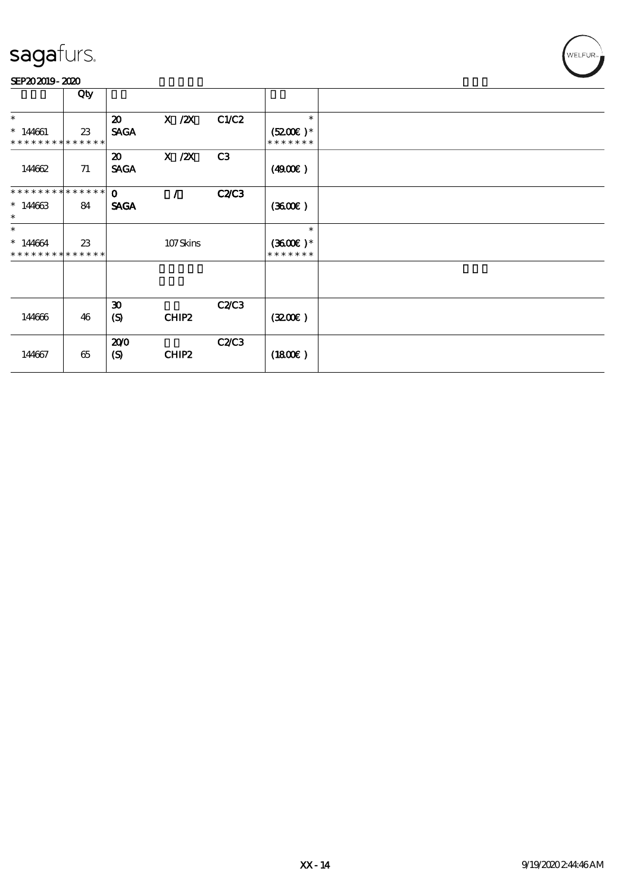sagafurs.

SEP20 2019 - 2020

| | Qty | | | | | |
|---|---|---|---|---|---|---|
| * | | 20 | X /2X | C1/C2 | * | |
| * 144661 | 23 | SAGA | | | (52.00€ )* | |
| * * * * * * * * * * * * * * | | | | | * * * * * * * | |
| | | 20 | X /2X | C3 | | |
| 144662 | 71 | SAGA | | | (49.00€ ) | |
| * * * * * * * * * * * * * * | | 0 | / | C2/C3 | | |
| * 144663 | 84 | SAGA | | | (36.00€ ) | |
| * | | | | | | |
| * | | | | | * | |
| * 144664 | 23 | | 107 Skins | | (36.00€ )* | |
| * * * * * * * * * * * * * * | | | | | * * * * * * * | |
| | | | | | | |
| | | 30 | | C2/C3 | | |
| 144666 | 46 | (S) | CHIP2 | | (32.00€ ) | |
| | | 20/0 | | C2/C3 | | |
| 144667 | 65 | (S) | CHIP2 | | (18.00€ ) | |

XX - 14 9/19/2020 2:44:46 AM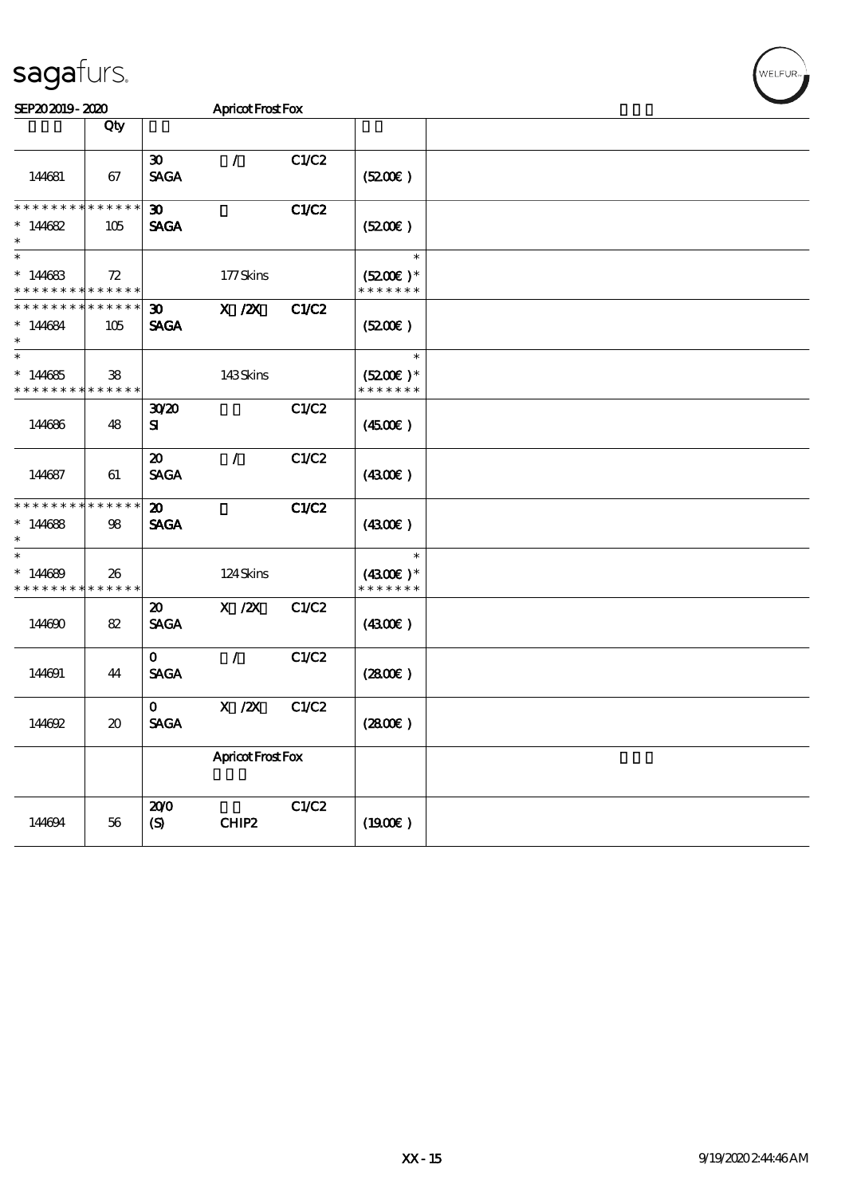# sagafurs.

SEP20 2019 - 2020 — Apricot Frost Fox

| | Qty | | | | | |
|---|---|---|---|---|---|---|
| 144681 | 67 | 30 SAGA | / | C1/C2 | (52.00€) | |
| * * * * * * * * * * * * * * 144682 * | 105 | 30 SAGA | | C1/C2 | (52.00€) | |
| * * 144683 * * * * * * * * * * * * * * | 72 | | 177 Skins | | * (52.00€) * * * * * * * * | |
| * * * * * * * * * * * * * * 144684 * | 105 | 30 SAGA | X /2X | C1/C2 | (52.00€) | |
| * * 144685 * * * * * * * * * * * * * * | 38 | | 143 Skins | | * (52.00€) * * * * * * * * | |
| 144686 | 48 | 30/20 SI | | C1/C2 | (45.00€) | |
| 144687 | 61 | 20 SAGA | / | C1/C2 | (43.00€) | |
| * * * * * * * * * * * * * * 144688 * | 98 | 20 SAGA | | C1/C2 | (43.00€) | |
| * * 144689 * * * * * * * * * * * * * * | 26 | | 124 Skins | | * (43.00€) * * * * * * * * | |
| 144690 | 82 | 20 SAGA | X /2X | C1/C2 | (43.00€) | |
| 144691 | 44 | 0 SAGA | / | C1/C2 | (28.00€) | |
| 144692 | 20 | 0 SAGA | X /2X | C1/C2 | (28.00€) | |
| | | | Apricot Frost Fox | | | |
| 144694 | 56 | 20/0 (S) | CHIP2 | C1/C2 | (19.00€) | |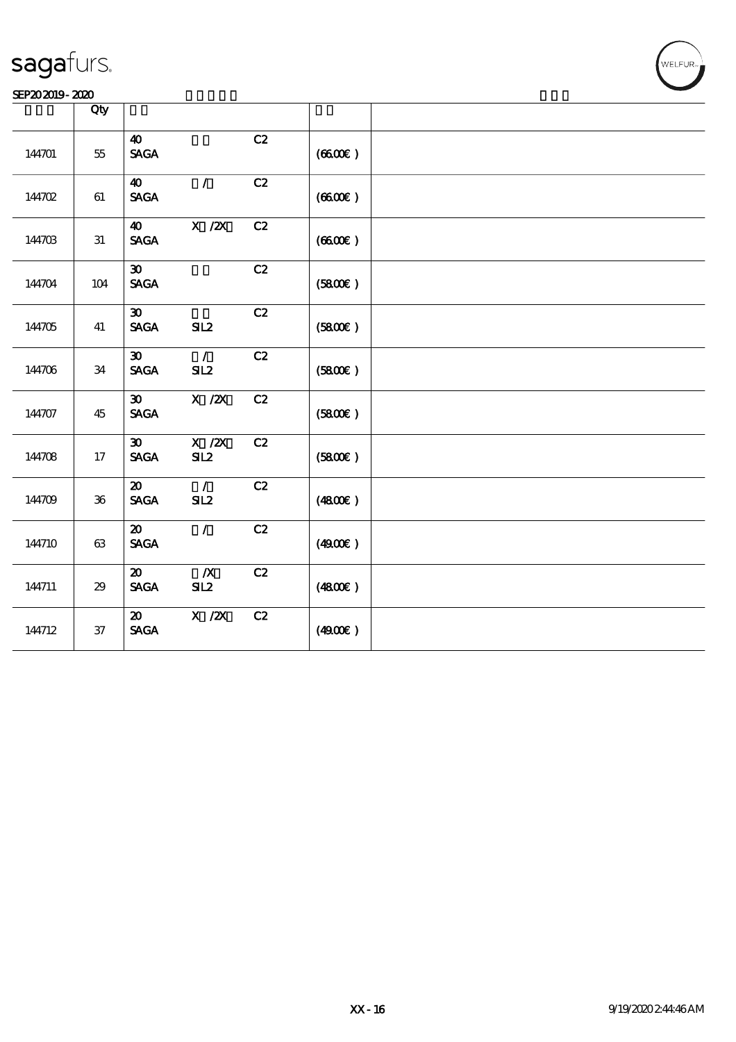| | Qty | | | | | |
|---|---|---|---|---|---|---|
| 144701 | 55 | 40<br>SAGA | | C2 | (66.00€ ) | |
| 144702 | 61 | 40<br>SAGA | / | C2 | (66.00€ ) | |
| 144703 | 31 | 40<br>SAGA | X /2X | C2 | (66.00€ ) | |
| 144704 | 104 | 30<br>SAGA | | C2 | (58.00€ ) | |
| 144705 | 41 | 30<br>SAGA | SIL2 | C2 | (58.00€ ) | |
| 144706 | 34 | 30<br>SAGA | /<br>SIL2 | C2 | (58.00€ ) | |
| 144707 | 45 | 30<br>SAGA | X /2X | C2 | (58.00€ ) | |
| 144708 | 17 | 30<br>SAGA | X /2X<br>SIL2 | C2 | (58.00€ ) | |
| 144709 | 36 | 20<br>SAGA | /<br>SIL2 | C2 | (48.00€ ) | |
| 144710 | 63 | 20<br>SAGA | / | C2 | (49.00€ ) | |
| 144711 | 29 | 20<br>SAGA | /X<br>SIL2 | C2 | (48.00€ ) | |
| 144712 | 37 | 20<br>SAGA | X /2X | C2 | (49.00€ ) | |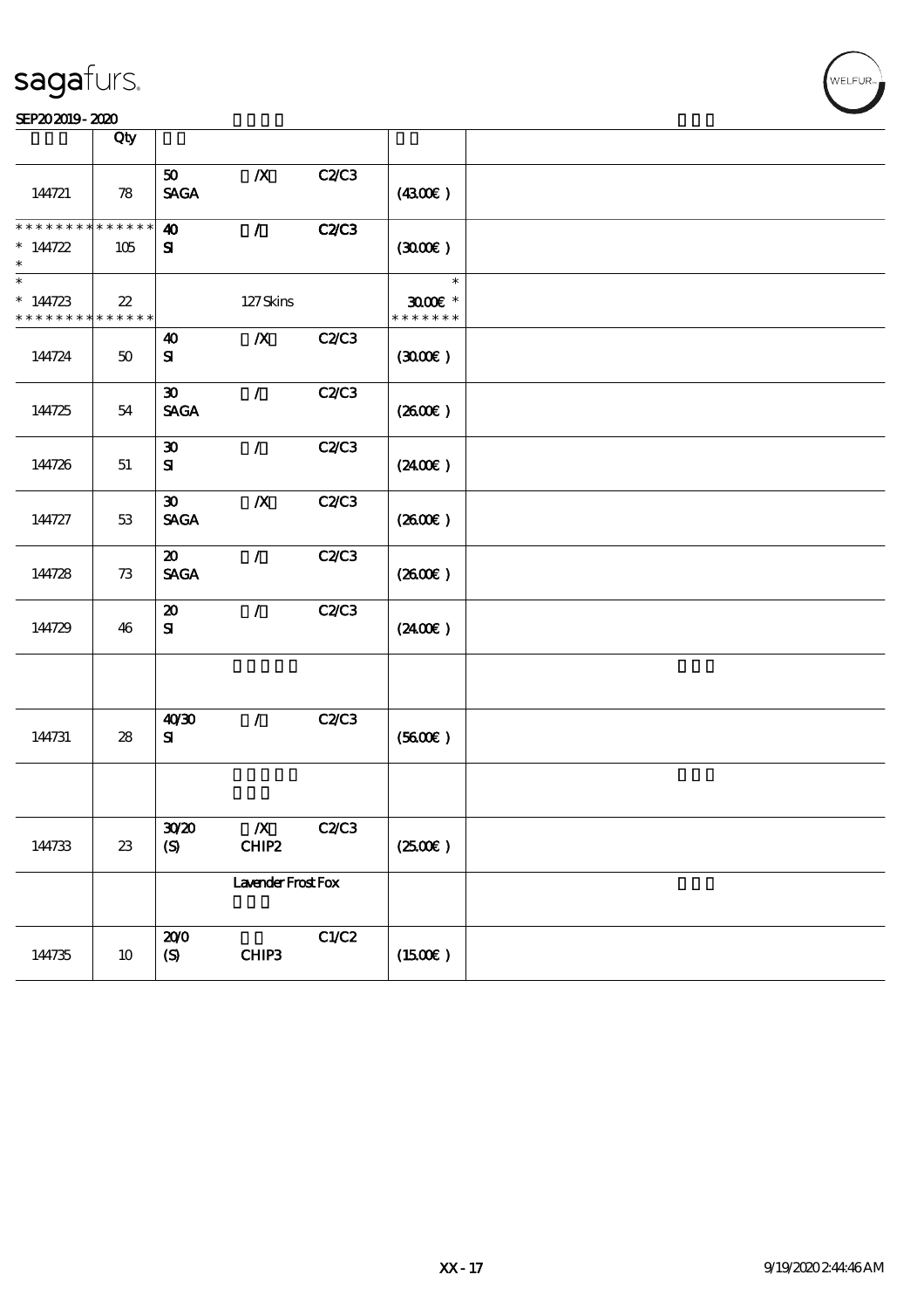| | Qty | | | | | |
|---|---|---|---|---|---|---|
| 144721 | 78 | 50 SAGA | /X | C2/C3 | (43.00€ ) | |
| * * * * * * * * * * * * * * 144722 * | 105 | 40 SI | / | C2/C3 | (30.00€ ) | |
| * 144723 * * * * * * * * * * * * * * | 22 | | 127 Skins | | * 30.00€ * * * * * * * * | |
| 144724 | 50 | 40 SI | /X | C2/C3 | (30.00€ ) | |
| 144725 | 54 | 30 SAGA | / | C2/C3 | (26.00€ ) | |
| 144726 | 51 | 30 SI | / | C2/C3 | (24.00€ ) | |
| 144727 | 53 | 30 SAGA | /X | C2/C3 | (26.00€ ) | |
| 144728 | 73 | 20 SAGA | / | C2/C3 | (26.00€ ) | |
| 144729 | 46 | 20 SI | / | C2/C3 | (24.00€ ) | |
| | | | | | | |
| 144731 | 28 | 40/30 SI | / | C2/C3 | (56.00€ ) | |
| | | | | | | |
| 144733 | 23 | 30/20 (S) | /X CHIP2 | C2/C3 | (25.00€ ) | |
| | | | Lavender Frost Fox | | | |
| 144735 | 10 | 20/0 (S) | CHIP3 | C1/C2 | (15.00€ ) | |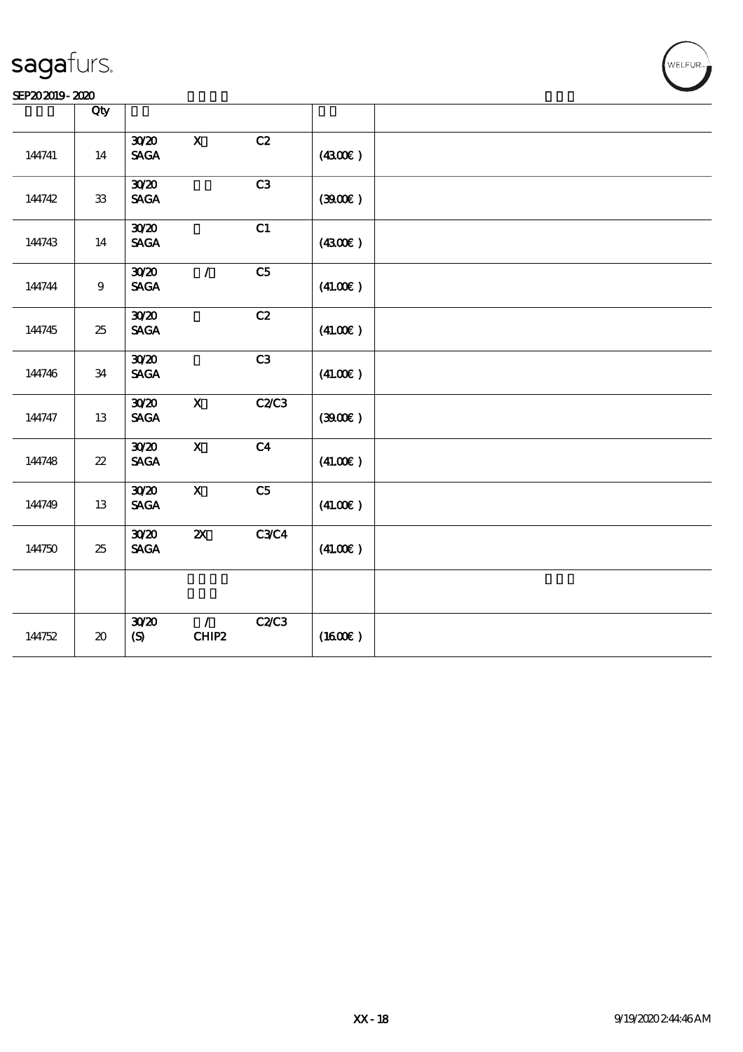| | Qty | | | | | |
|---|---|---|---|---|---|---|
| 144741 | 14 | 30/20 SAGA | X | C2 | (43.00€) | |
| 144742 | 33 | 30/20 SAGA | | C3 | (39.00€) | |
| 144743 | 14 | 30/20 SAGA | | C1 | (43.00€) | |
| 144744 | 9 | 30/20 SAGA | / | C5 | (41.00€) | |
| 144745 | 25 | 30/20 SAGA | | C2 | (41.00€) | |
| 144746 | 34 | 30/20 SAGA | | C3 | (41.00€) | |
| 144747 | 13 | 30/20 SAGA | X | C2/C3 | (39.00€) | |
| 144748 | 22 | 30/20 SAGA | X | C4 | (41.00€) | |
| 144749 | 13 | 30/20 SAGA | X | C5 | (41.00€) | |
| 144750 | 25 | 30/20 SAGA | 2X | C3/C4 | (41.00€) | |
| | | | | | | |
| 144752 | 20 | 30/20 (S) | / CHIP2 | C2/C3 | (16.00€) | |